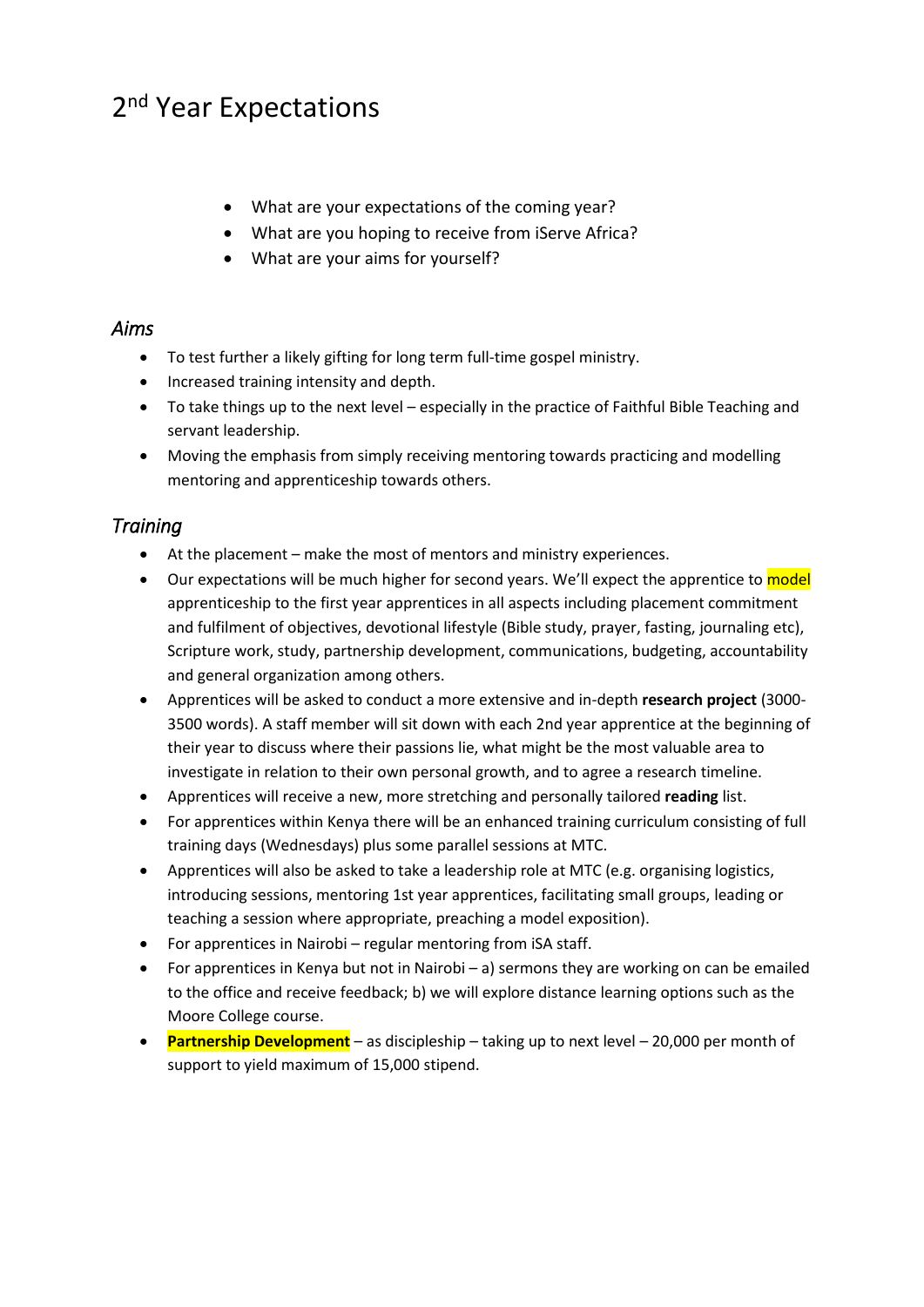# 2nd Year Expectations

- What are your expectations of the coming year?
- What are you hoping to receive from iServe Africa?
- What are your aims for yourself?

## *Aims*

- To test further a likely gifting for long term full-time gospel ministry.
- Increased training intensity and depth.
- To take things up to the next level – especially in the practice of Faithful Bible Teaching and servant leadership.
- Moving the emphasis from simply receiving mentoring towards practicing and modelling mentoring and apprenticeship towards others.

## *Training*

- At the placement – make the most of mentors and ministry experiences.
- Our expectations will be much higher for second years. We'll expect the apprentice to model apprenticeship to the first year apprentices in all aspects including placement commitment and fulfilment of objectives, devotional lifestyle (Bible study, prayer, fasting, journaling etc), Scripture work, study, partnership development, communications, budgeting, accountability and general organization among others.
- Apprentices will be asked to conduct a more extensive and in-depth **research project** (3000-3500 words). A staff member will sit down with each 2nd year apprentice at the beginning of their year to discuss where their passions lie, what might be the most valuable area to investigate in relation to their own personal growth, and to agree a research timeline.
- Apprentices will receive a new, more stretching and personally tailored **reading** list.
- For apprentices within Kenya there will be an enhanced training curriculum consisting of full training days (Wednesdays) plus some parallel sessions at MTC.
- Apprentices will also be asked to take a leadership role at MTC (e.g. organising logistics, introducing sessions, mentoring 1st year apprentices, facilitating small groups, leading or teaching a session where appropriate, preaching a model exposition).
- For apprentices in Nairobi – regular mentoring from iSA staff.
- For apprentices in Kenya but not in Nairobi – a) sermons they are working on can be emailed to the office and receive feedback; b) we will explore distance learning options such as the Moore College course.
- **Partnership Development** – as discipleship – taking up to next level – 20,000 per month of support to yield maximum of 15,000 stipend.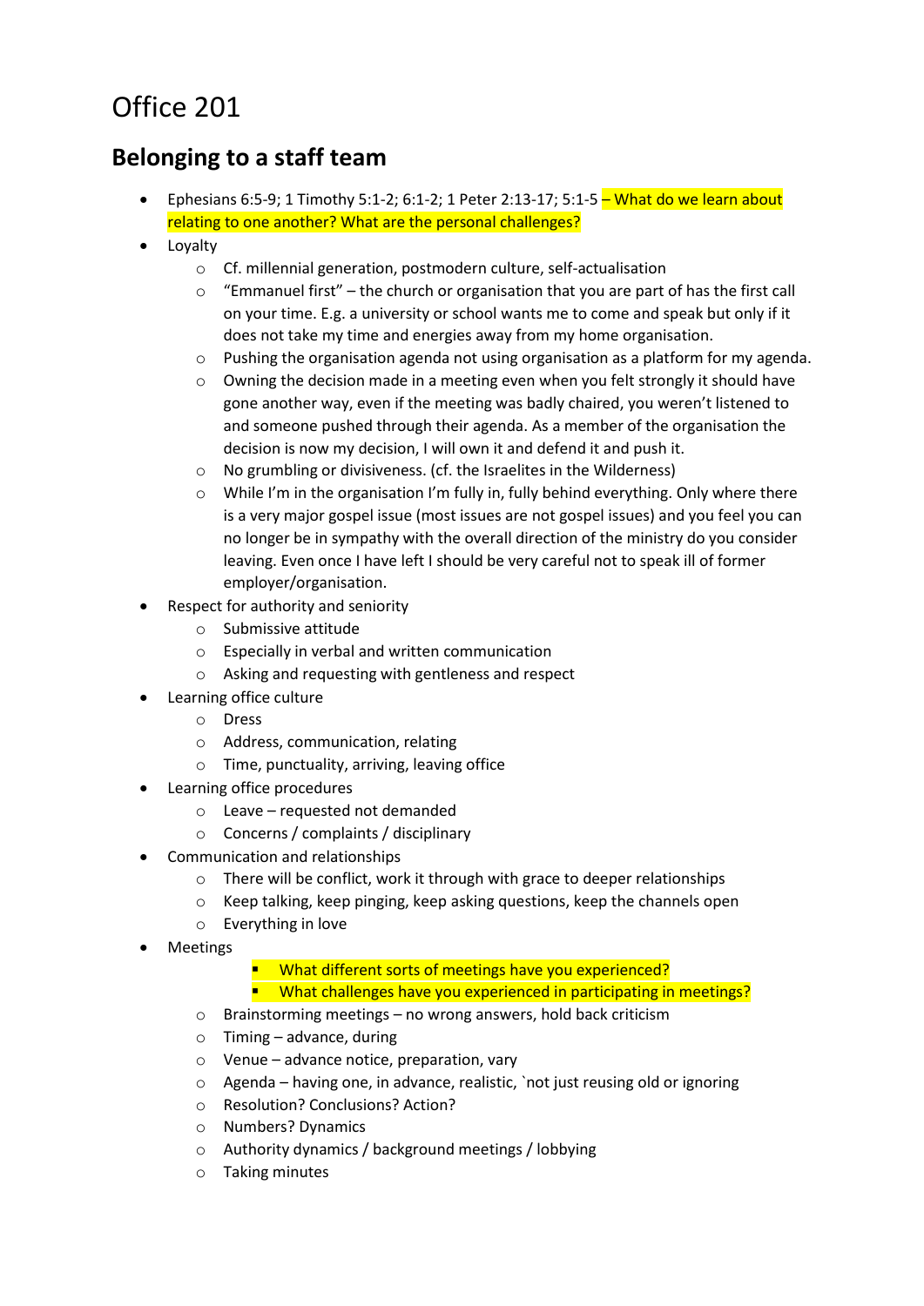# Office 201

## Belonging to a staff team

- Ephesians 6:5-9; 1 Timothy 5:1-2; 6:1-2; 1 Peter 2:13-17; 5:1-5 – What do we learn about relating to one another? What are the personal challenges?
- Loyalty
  - Cf. millennial generation, postmodern culture, self-actualisation
  - "Emmanuel first" – the church or organisation that you are part of has the first call on your time. E.g. a university or school wants me to come and speak but only if it does not take my time and energies away from my home organisation.
  - Pushing the organisation agenda not using organisation as a platform for my agenda.
  - Owning the decision made in a meeting even when you felt strongly it should have gone another way, even if the meeting was badly chaired, you weren't listened to and someone pushed through their agenda. As a member of the organisation the decision is now my decision, I will own it and defend it and push it.
  - No grumbling or divisiveness. (cf. the Israelites in the Wilderness)
  - While I'm in the organisation I'm fully in, fully behind everything. Only where there is a very major gospel issue (most issues are not gospel issues) and you feel you can no longer be in sympathy with the overall direction of the ministry do you consider leaving. Even once I have left I should be very careful not to speak ill of former employer/organisation.
- Respect for authority and seniority
  - Submissive attitude
  - Especially in verbal and written communication
  - Asking and requesting with gentleness and respect
- Learning office culture
  - Dress
  - Address, communication, relating
  - Time, punctuality, arriving, leaving office
- Learning office procedures
  - Leave – requested not demanded
  - Concerns / complaints / disciplinary
- Communication and relationships
  - There will be conflict, work it through with grace to deeper relationships
  - Keep talking, keep pinging, keep asking questions, keep the channels open
  - Everything in love
- Meetings
    - What different sorts of meetings have you experienced?
    - What challenges have you experienced in participating in meetings?
  - Brainstorming meetings – no wrong answers, hold back criticism
  - Timing – advance, during
  - Venue – advance notice, preparation, vary
  - Agenda – having one, in advance, realistic, `not just reusing old or ignoring
  - Resolution? Conclusions? Action?
  - Numbers? Dynamics
  - Authority dynamics / background meetings / lobbying
  - Taking minutes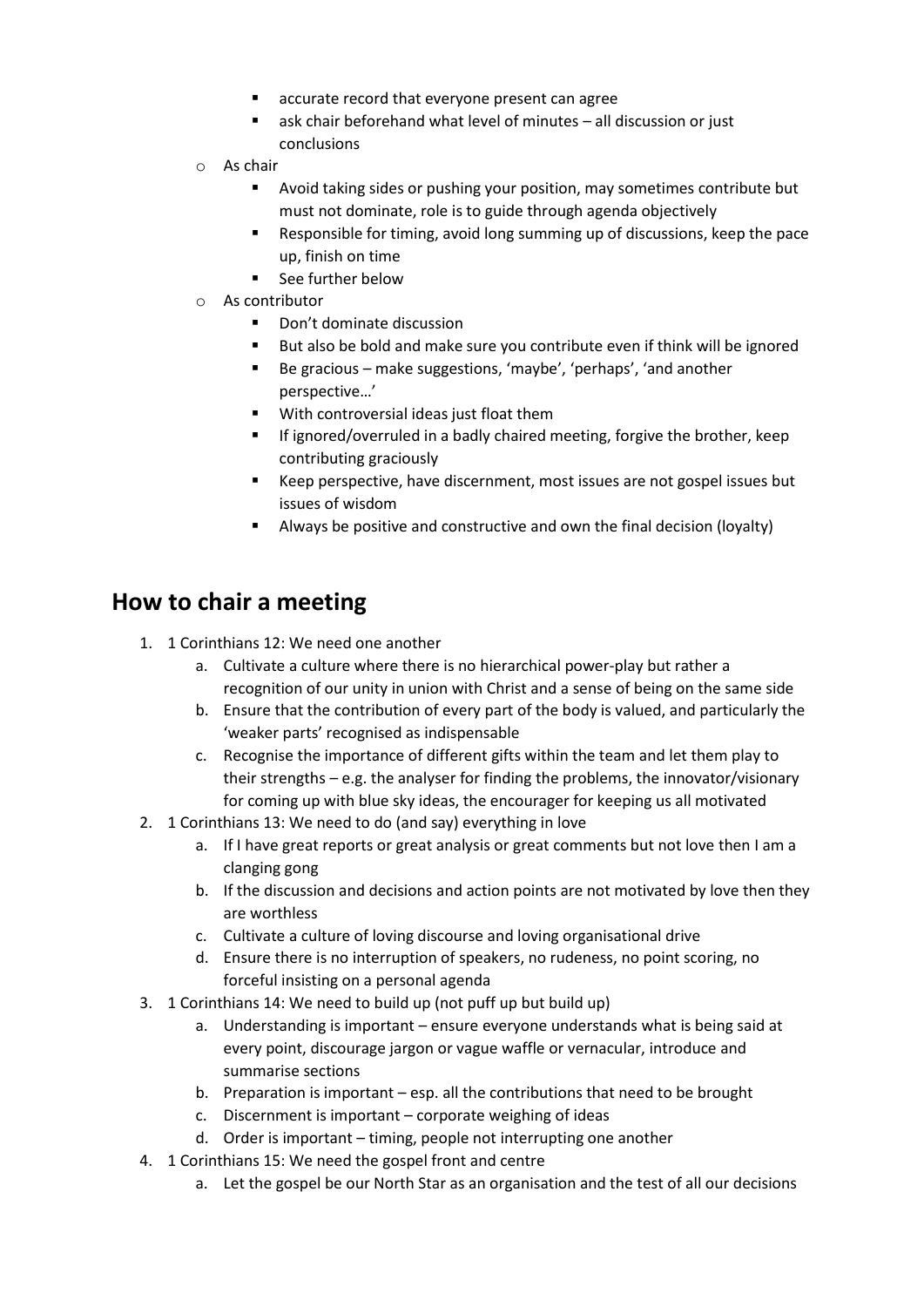- accurate record that everyone present can agree
        - ask chair beforehand what level of minutes – all discussion or just conclusions
    - As chair
        - Avoid taking sides or pushing your position, may sometimes contribute but must not dominate, role is to guide through agenda objectively
        - Responsible for timing, avoid long summing up of discussions, keep the pace up, finish on time
        - See further below
    - As contributor
        - Don't dominate discussion
        - But also be bold and make sure you contribute even if think will be ignored
        - Be gracious – make suggestions, 'maybe', 'perhaps', 'and another perspective…'
        - With controversial ideas just float them
        - If ignored/overruled in a badly chaired meeting, forgive the brother, keep contributing graciously
        - Keep perspective, have discernment, most issues are not gospel issues but issues of wisdom
        - Always be positive and constructive and own the final decision (loyalty)

## How to chair a meeting

1. 1 Corinthians 12: We need one another
    a. Cultivate a culture where there is no hierarchical power-play but rather a recognition of our unity in union with Christ and a sense of being on the same side
    b. Ensure that the contribution of every part of the body is valued, and particularly the 'weaker parts' recognised as indispensable
    c. Recognise the importance of different gifts within the team and let them play to their strengths – e.g. the analyser for finding the problems, the innovator/visionary for coming up with blue sky ideas, the encourager for keeping us all motivated
2. 1 Corinthians 13: We need to do (and say) everything in love
    a. If I have great reports or great analysis or great comments but not love then I am a clanging gong
    b. If the discussion and decisions and action points are not motivated by love then they are worthless
    c. Cultivate a culture of loving discourse and loving organisational drive
    d. Ensure there is no interruption of speakers, no rudeness, no point scoring, no forceful insisting on a personal agenda
3. 1 Corinthians 14: We need to build up (not puff up but build up)
    a. Understanding is important – ensure everyone understands what is being said at every point, discourage jargon or vague waffle or vernacular, introduce and summarise sections
    b. Preparation is important – esp. all the contributions that need to be brought
    c. Discernment is important – corporate weighing of ideas
    d. Order is important – timing, people not interrupting one another
4. 1 Corinthians 15: We need the gospel front and centre
    a. Let the gospel be our North Star as an organisation and the test of all our decisions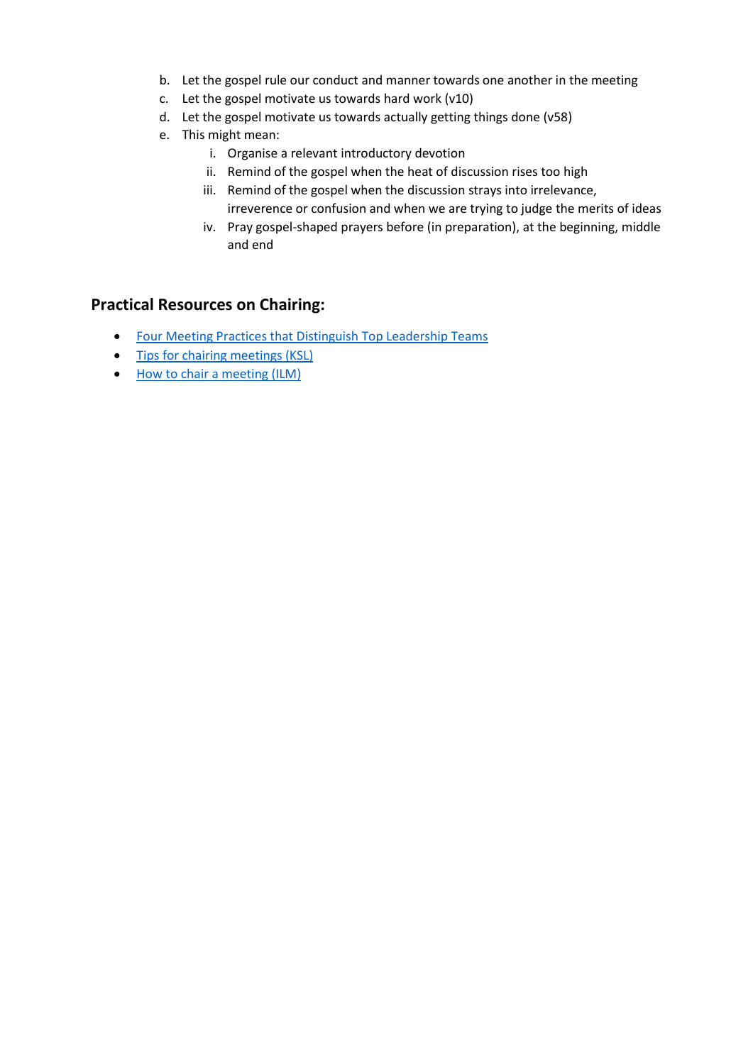b. Let the gospel rule our conduct and manner towards one another in the meeting
c. Let the gospel motivate us towards hard work (v10)
d. Let the gospel motivate us towards actually getting things done (v58)
e. This might mean:
    i. Organise a relevant introductory devotion
    ii. Remind of the gospel when the heat of discussion rises too high
    iii. Remind of the gospel when the discussion strays into irrelevance, irreverence or confusion and when we are trying to judge the merits of ideas
    iv. Pray gospel-shaped prayers before (in preparation), at the beginning, middle and end

## Practical Resources on Chairing:

- Four Meeting Practices that Distinguish Top Leadership Teams
- Tips for chairing meetings (KSL)
- How to chair a meeting (ILM)